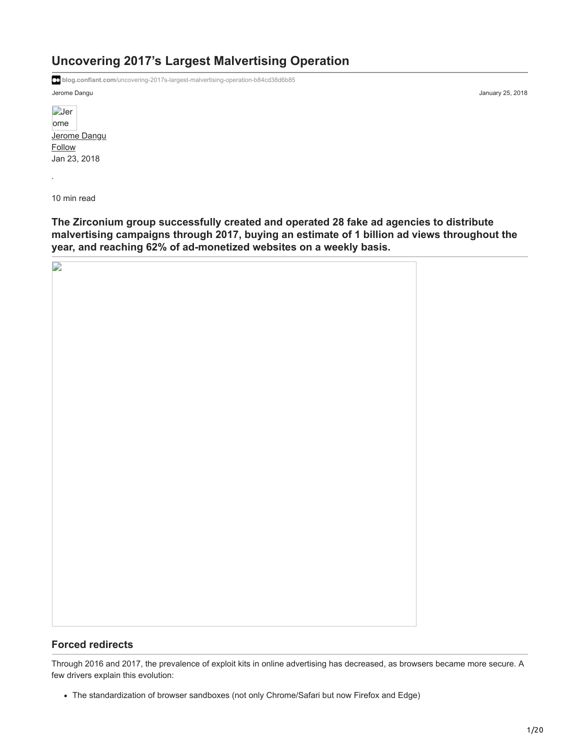# Uncovering 2017's Largest Malvertising Operation

blog.confiant.com/uncovering-2017s-largest-malvertising-operation-b84cd38d6b85

Jerome Dangu

January 25, 2018

Jerome Dangu
Follow
Jan 23, 2018

·

10 min read

**The Zirconium group successfully created and operated 28 fake ad agencies to distribute malvertising campaigns through 2017, buying an estimate of 1 billion ad views throughout the year, and reaching 62% of ad-monetized websites on a weekly basis.**

## Forced redirects

Through 2016 and 2017, the prevalence of exploit kits in online advertising has decreased, as browsers became more secure. A few drivers explain this evolution:

- The standardization of browser sandboxes (not only Chrome/Safari but now Firefox and Edge)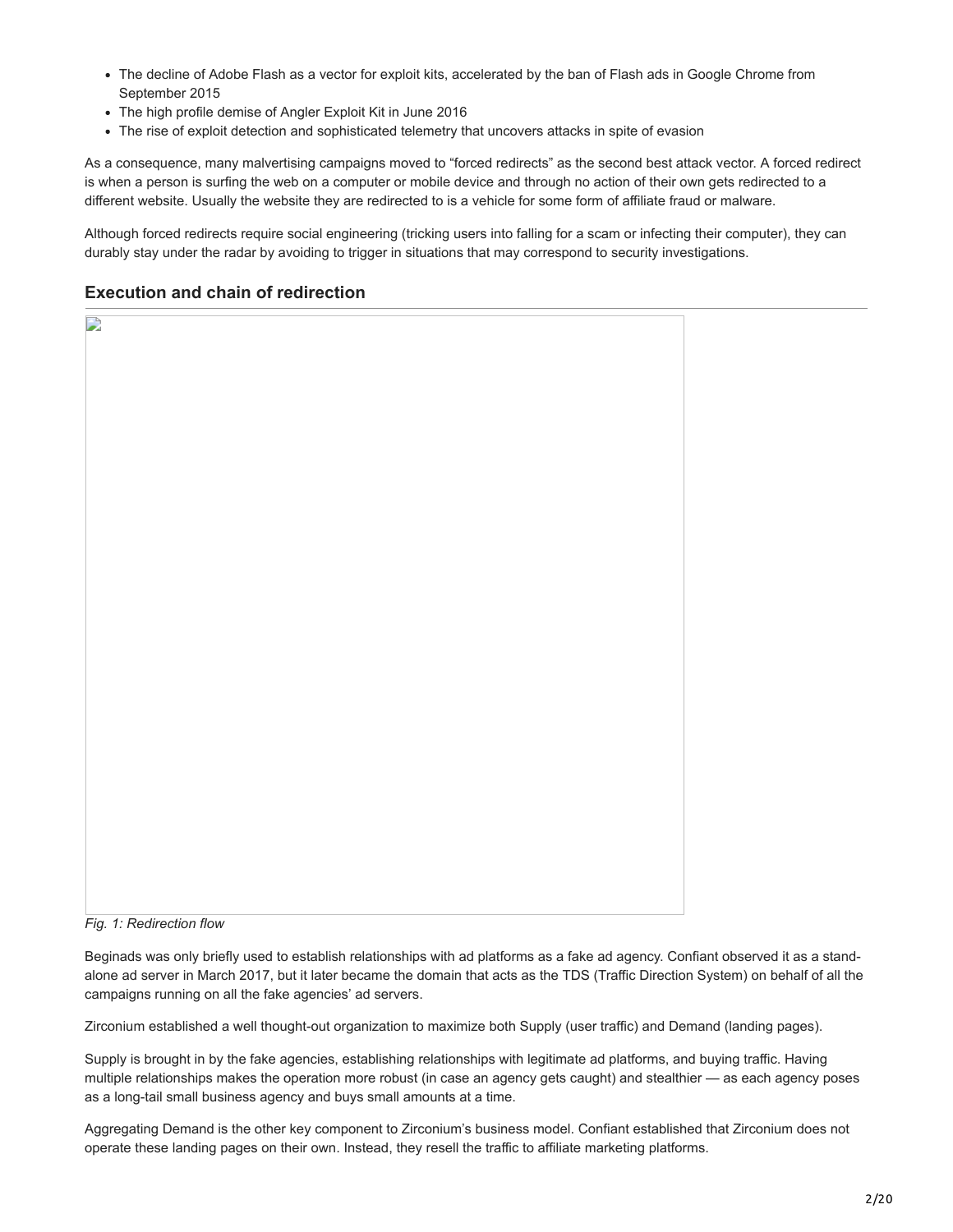- The decline of Adobe Flash as a vector for exploit kits, accelerated by the ban of Flash ads in Google Chrome from September 2015
- The high profile demise of Angler Exploit Kit in June 2016
- The rise of exploit detection and sophisticated telemetry that uncovers attacks in spite of evasion

As a consequence, many malvertising campaigns moved to "forced redirects" as the second best attack vector. A forced redirect is when a person is surfing the web on a computer or mobile device and through no action of their own gets redirected to a different website. Usually the website they are redirected to is a vehicle for some form of affiliate fraud or malware.

Although forced redirects require social engineering (tricking users into falling for a scam or infecting their computer), they can durably stay under the radar by avoiding to trigger in situations that may correspond to security investigations.

## Execution and chain of redirection

*Fig. 1: Redirection flow*

Beginads was only briefly used to establish relationships with ad platforms as a fake ad agency. Confiant observed it as a stand-alone ad server in March 2017, but it later became the domain that acts as the TDS (Traffic Direction System) on behalf of all the campaigns running on all the fake agencies' ad servers.

Zirconium established a well thought-out organization to maximize both Supply (user traffic) and Demand (landing pages).

Supply is brought in by the fake agencies, establishing relationships with legitimate ad platforms, and buying traffic. Having multiple relationships makes the operation more robust (in case an agency gets caught) and stealthier — as each agency poses as a long-tail small business agency and buys small amounts at a time.

Aggregating Demand is the other key component to Zirconium's business model. Confiant established that Zirconium does not operate these landing pages on their own. Instead, they resell the traffic to affiliate marketing platforms.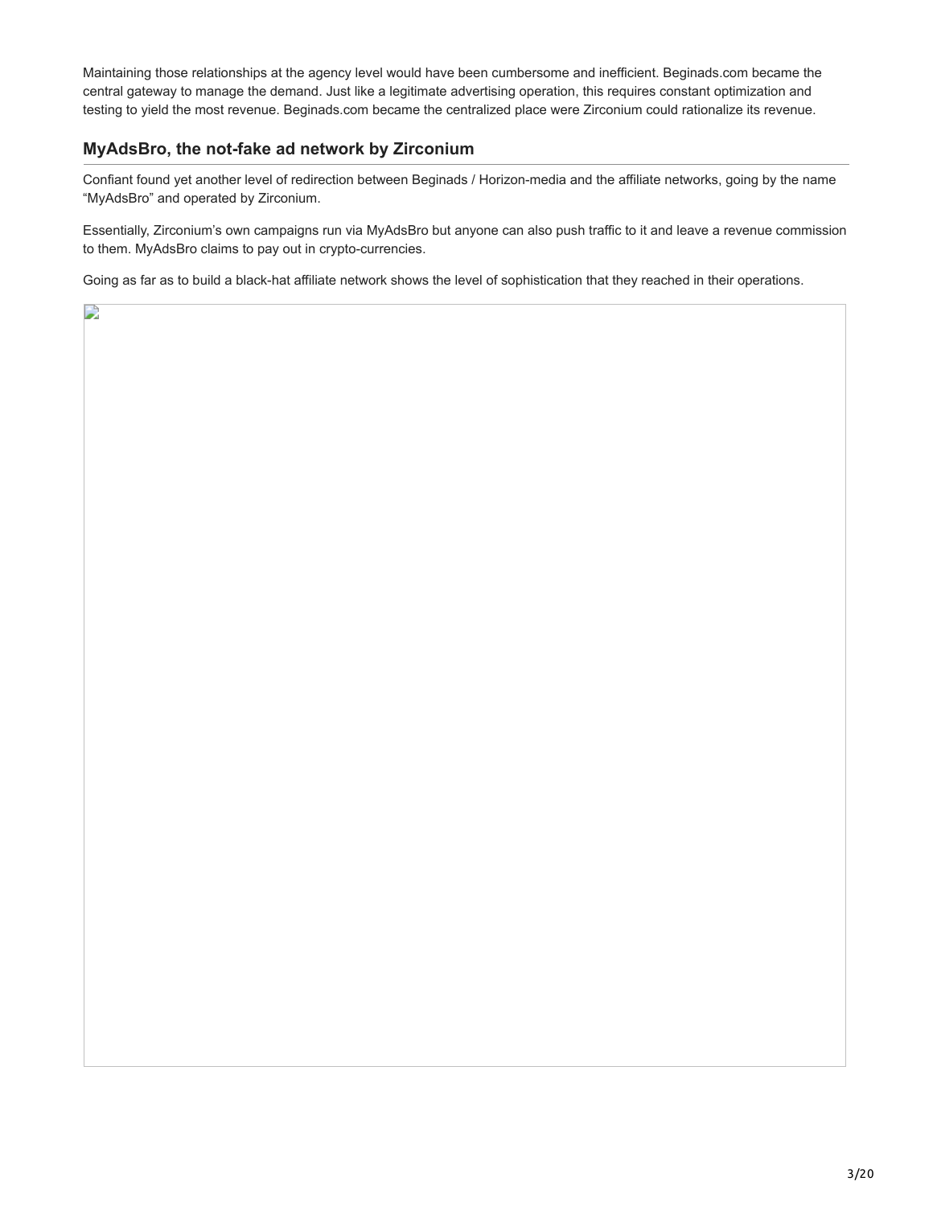Maintaining those relationships at the agency level would have been cumbersome and inefficient. Beginads.com became the central gateway to manage the demand. Just like a legitimate advertising operation, this requires constant optimization and testing to yield the most revenue. Beginads.com became the centralized place were Zirconium could rationalize its revenue.

### MyAdsBro, the not-fake ad network by Zirconium

Confiant found yet another level of redirection between Beginads / Horizon-media and the affiliate networks, going by the name "MyAdsBro" and operated by Zirconium.

Essentially, Zirconium's own campaigns run via MyAdsBro but anyone can also push traffic to it and leave a revenue commission to them. MyAdsBro claims to pay out in crypto-currencies.

Going as far as to build a black-hat affiliate network shows the level of sophistication that they reached in their operations.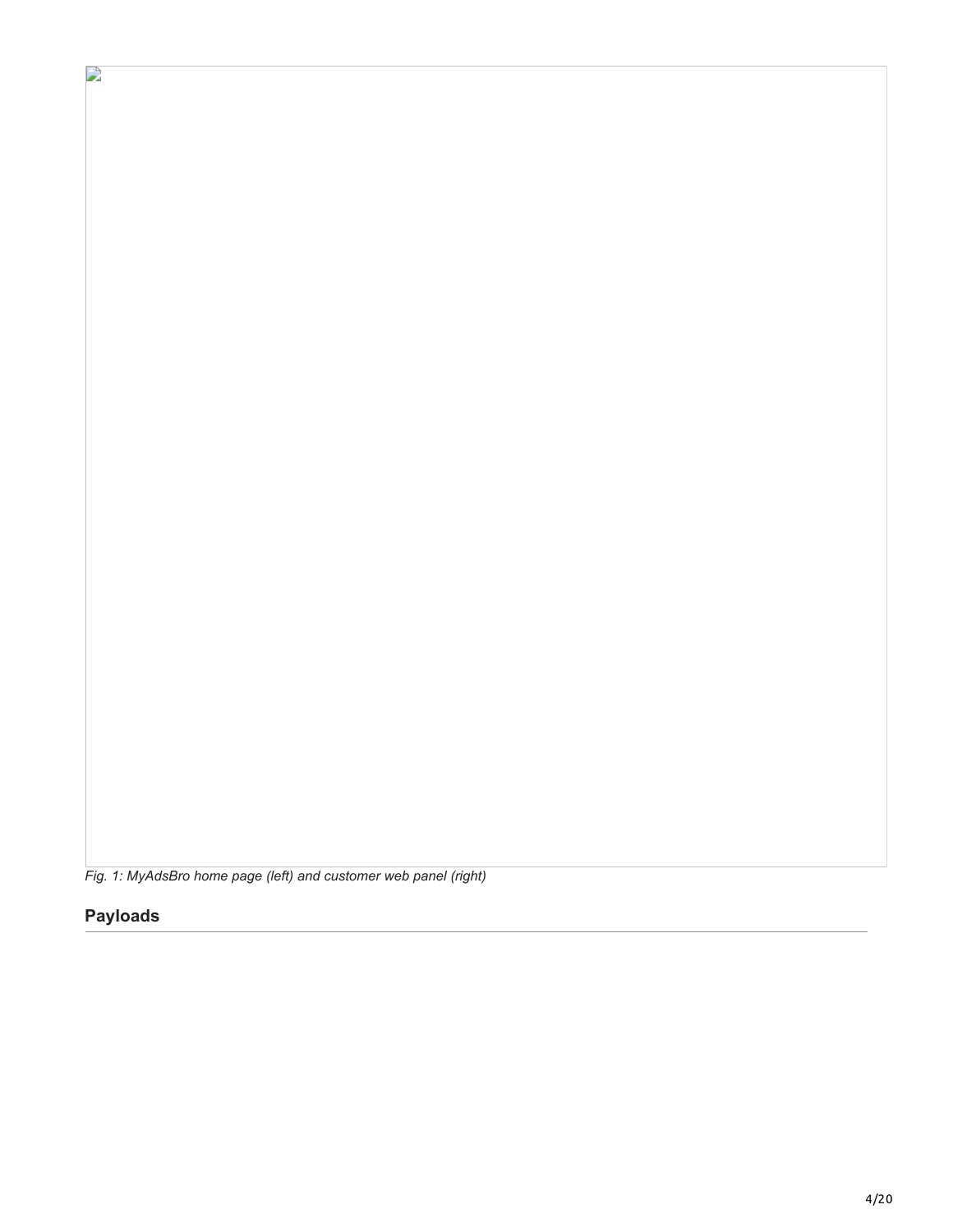*Fig. 1: MyAdsBro home page (left) and customer web panel (right)*

## Payloads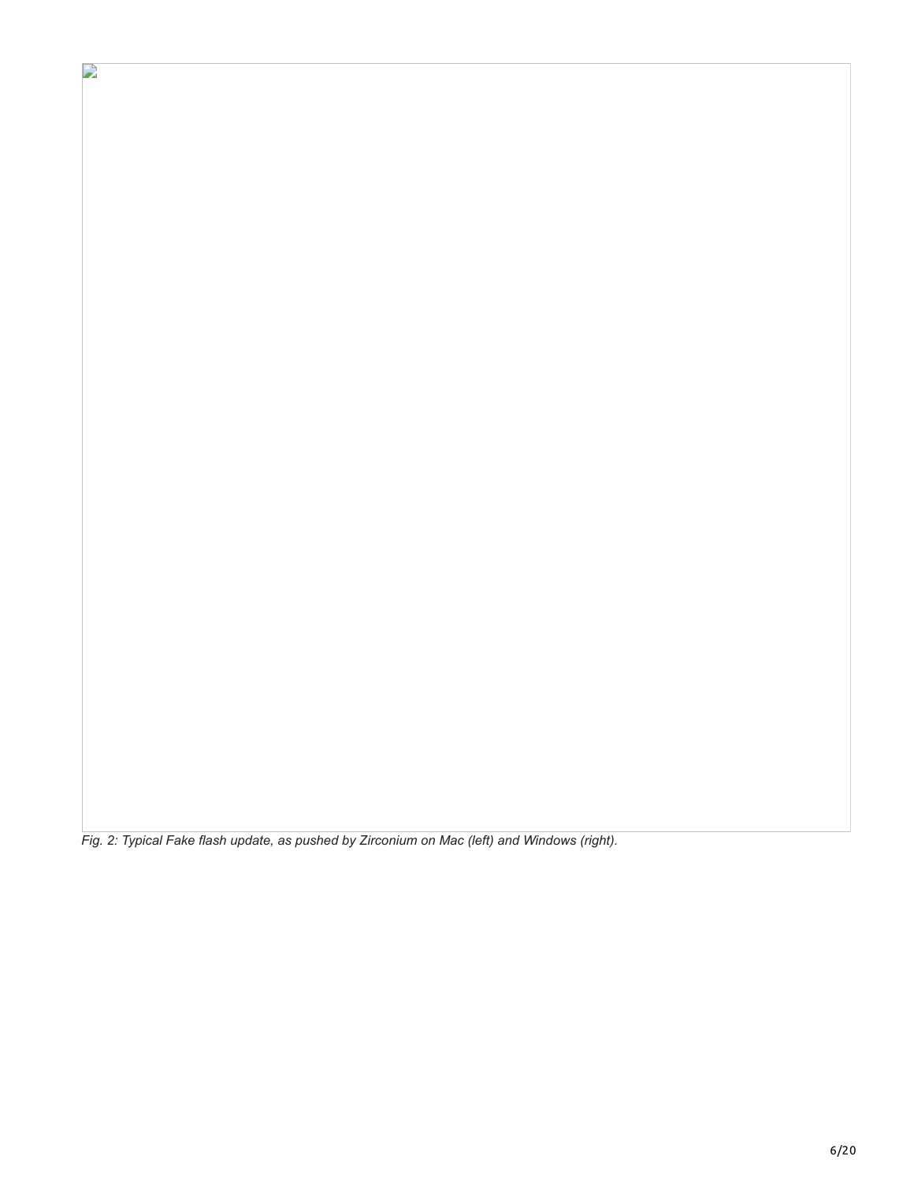*Fig. 2: Typical Fake flash update, as pushed by Zirconium on Mac (left) and Windows (right).*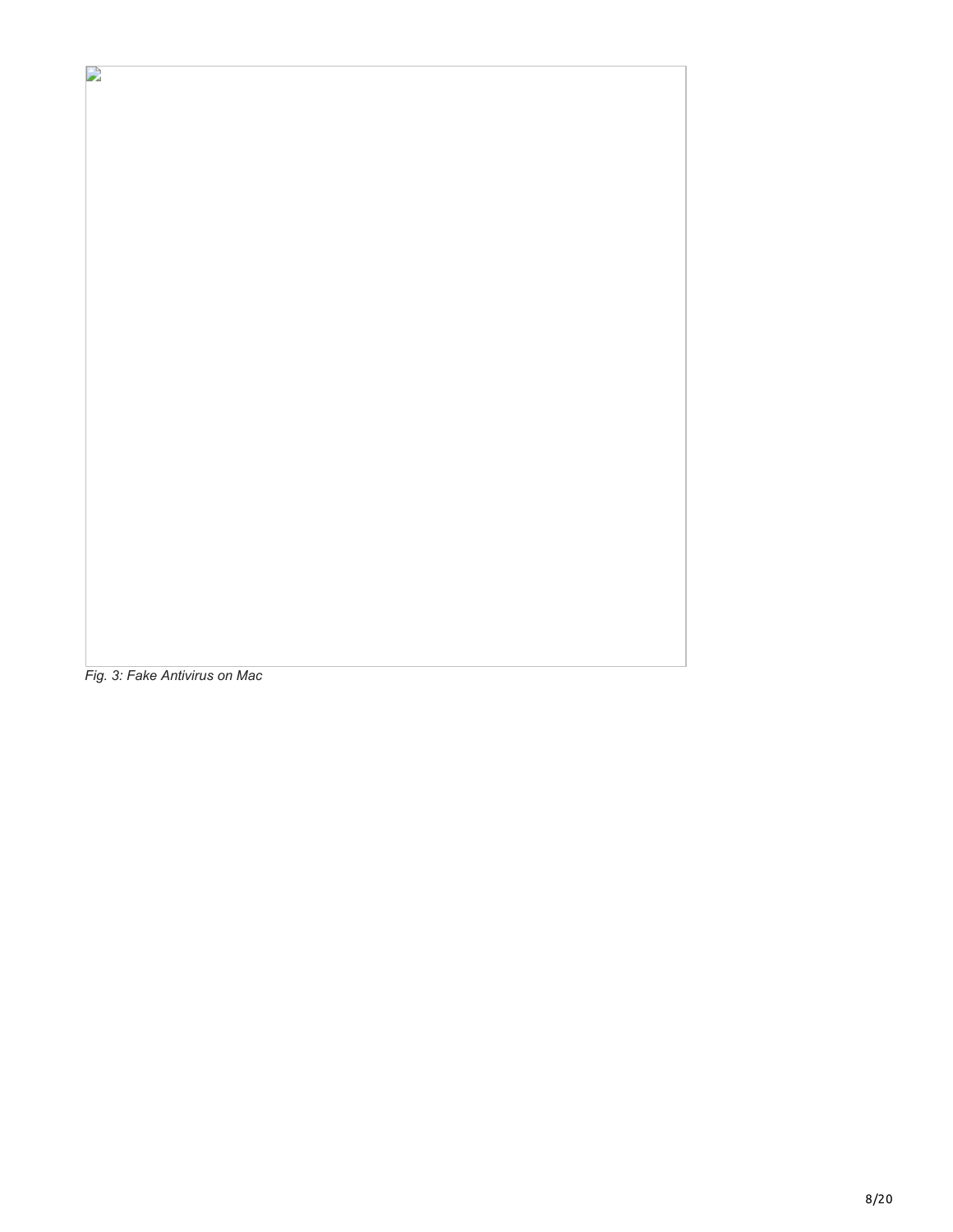*Fig. 3: Fake Antivirus on Mac*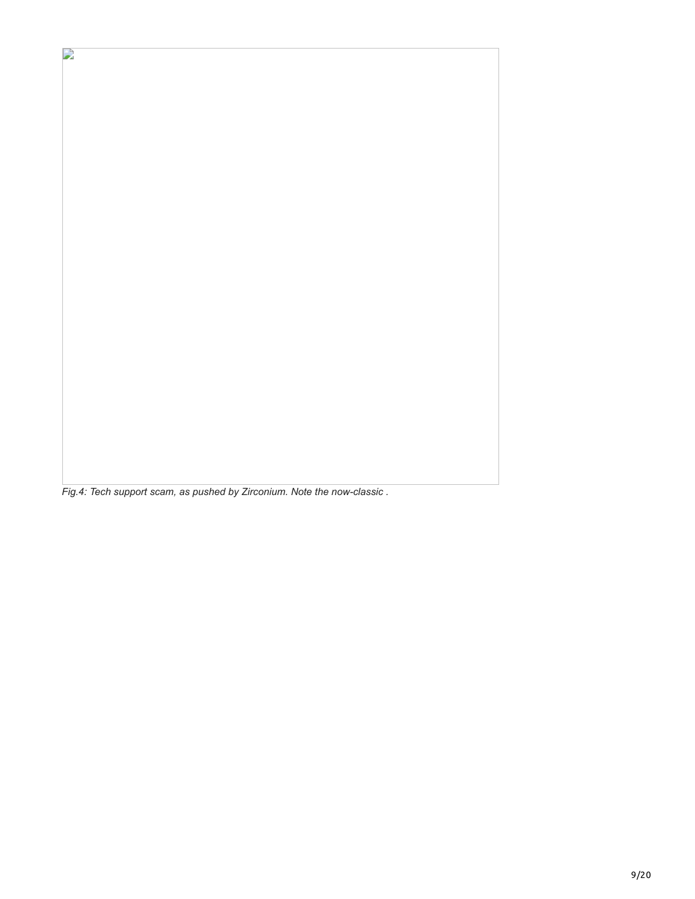*Fig.4: Tech support scam, as pushed by Zirconium. Note the now-classic .*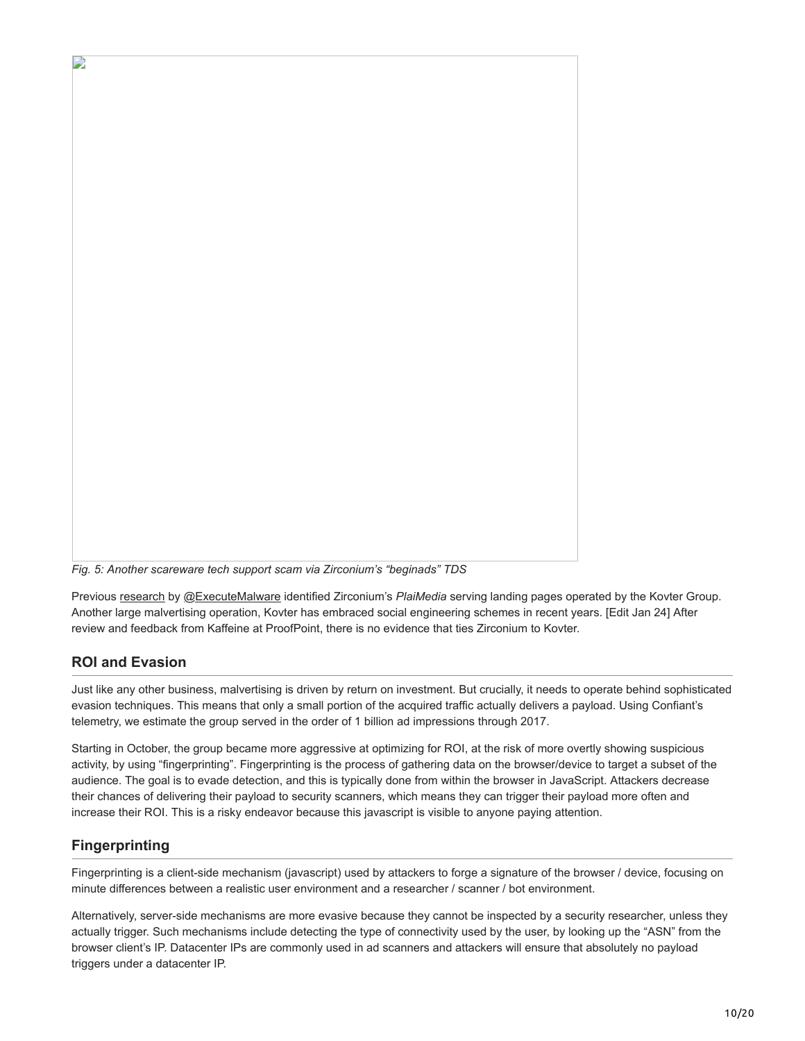*Fig. 5: Another scareware tech support scam via Zirconium's "beginads" TDS*

Previous research by @ExecuteMalware identified Zirconium's *PlaiMedia* serving landing pages operated by the Kovter Group. Another large malvertising operation, Kovter has embraced social engineering schemes in recent years. [Edit Jan 24] After review and feedback from Kaffeine at ProofPoint, there is no evidence that ties Zirconium to Kovter.

## ROI and Evasion

Just like any other business, malvertising is driven by return on investment. But crucially, it needs to operate behind sophisticated evasion techniques. This means that only a small portion of the acquired traffic actually delivers a payload. Using Confiant's telemetry, we estimate the group served in the order of 1 billion ad impressions through 2017.

Starting in October, the group became more aggressive at optimizing for ROI, at the risk of more overtly showing suspicious activity, by using "fingerprinting". Fingerprinting is the process of gathering data on the browser/device to target a subset of the audience. The goal is to evade detection, and this is typically done from within the browser in JavaScript. Attackers decrease their chances of delivering their payload to security scanners, which means they can trigger their payload more often and increase their ROI. This is a risky endeavor because this javascript is visible to anyone paying attention.

## Fingerprinting

Fingerprinting is a client-side mechanism (javascript) used by attackers to forge a signature of the browser / device, focusing on minute differences between a realistic user environment and a researcher / scanner / bot environment.

Alternatively, server-side mechanisms are more evasive because they cannot be inspected by a security researcher, unless they actually trigger. Such mechanisms include detecting the type of connectivity used by the user, by looking up the "ASN" from the browser client's IP. Datacenter IPs are commonly used in ad scanners and attackers will ensure that absolutely no payload triggers under a datacenter IP.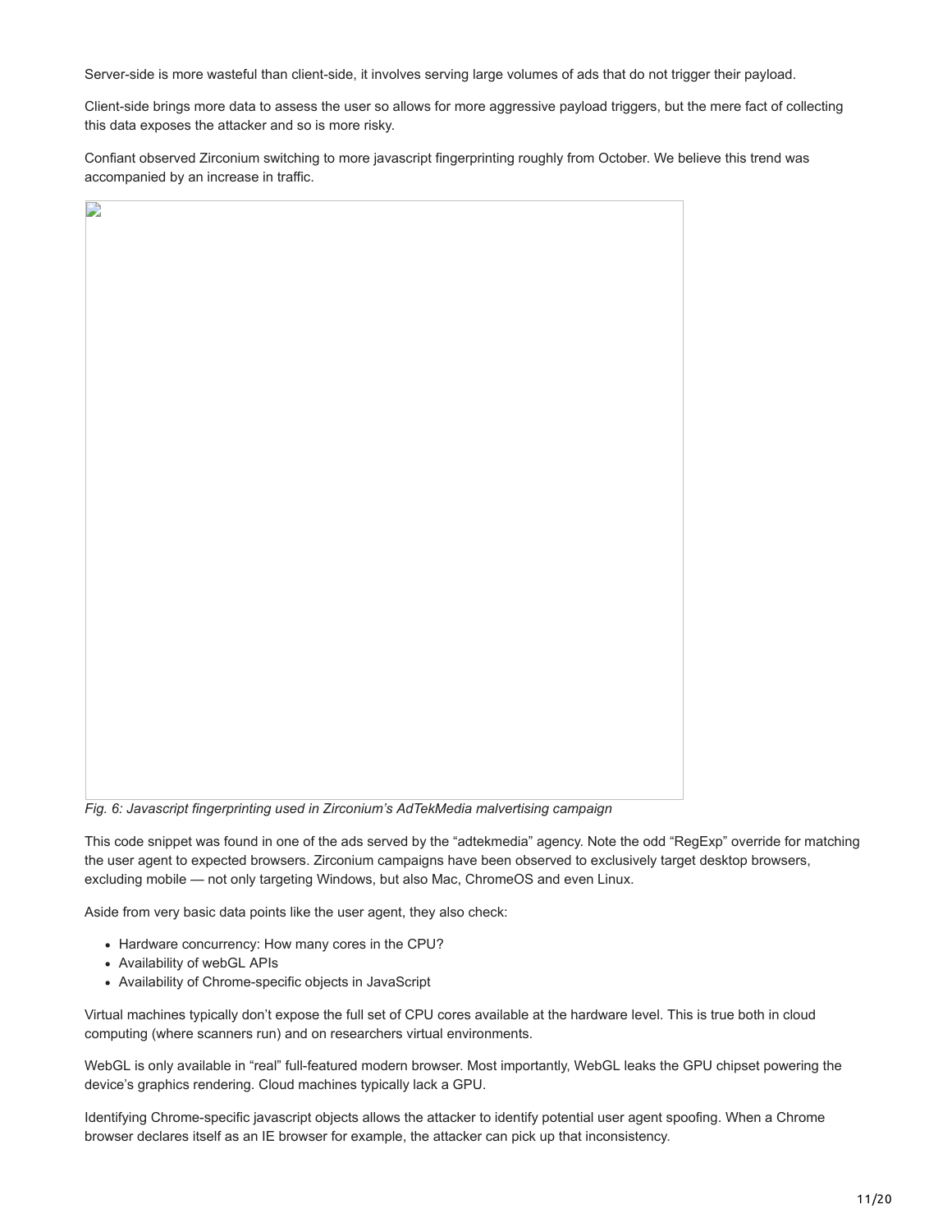Server-side is more wasteful than client-side, it involves serving large volumes of ads that do not trigger their payload.

Client-side brings more data to assess the user so allows for more aggressive payload triggers, but the mere fact of collecting this data exposes the attacker and so is more risky.

Confiant observed Zirconium switching to more javascript fingerprinting roughly from October. We believe this trend was accompanied by an increase in traffic.

*Fig. 6: Javascript fingerprinting used in Zirconium's AdTekMedia malvertising campaign*

This code snippet was found in one of the ads served by the "adtekmedia" agency. Note the odd "RegExp" override for matching the user agent to expected browsers. Zirconium campaigns have been observed to exclusively target desktop browsers, excluding mobile — not only targeting Windows, but also Mac, ChromeOS and even Linux.

Aside from very basic data points like the user agent, they also check:

- Hardware concurrency: How many cores in the CPU?
- Availability of webGL APIs
- Availability of Chrome-specific objects in JavaScript

Virtual machines typically don't expose the full set of CPU cores available at the hardware level. This is true both in cloud computing (where scanners run) and on researchers virtual environments.

WebGL is only available in "real" full-featured modern browser. Most importantly, WebGL leaks the GPU chipset powering the device's graphics rendering. Cloud machines typically lack a GPU.

Identifying Chrome-specific javascript objects allows the attacker to identify potential user agent spoofing. When a Chrome browser declares itself as an IE browser for example, the attacker can pick up that inconsistency.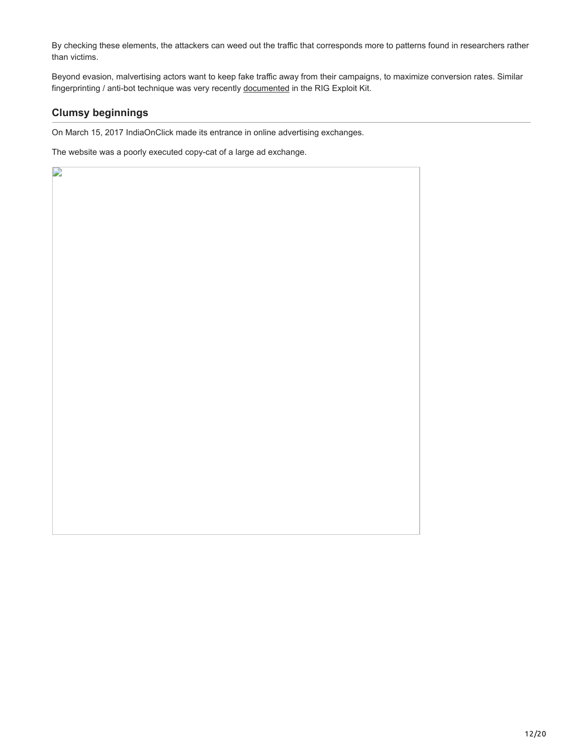By checking these elements, the attackers can weed out the traffic that corresponds more to patterns found in researchers rather than victims.

Beyond evasion, malvertising actors want to keep fake traffic away from their campaigns, to maximize conversion rates. Similar fingerprinting / anti-bot technique was very recently documented in the RIG Exploit Kit.

## Clumsy beginnings

On March 15, 2017 IndiaOnClick made its entrance in online advertising exchanges.

The website was a poorly executed copy-cat of a large ad exchange.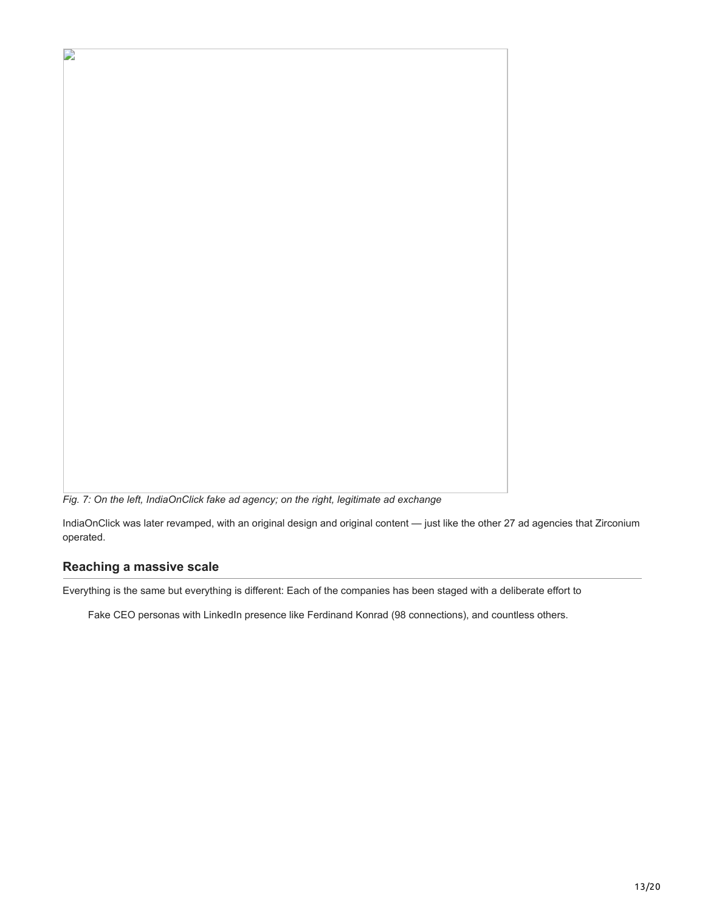*Fig. 7: On the left, IndiaOnClick fake ad agency; on the right, legitimate ad exchange*

IndiaOnClick was later revamped, with an original design and original content — just like the other 27 ad agencies that Zirconium operated.

## Reaching a massive scale

Everything is the same but everything is different: Each of the companies has been staged with a deliberate effort to

Fake CEO personas with LinkedIn presence like Ferdinand Konrad (98 connections), and countless others.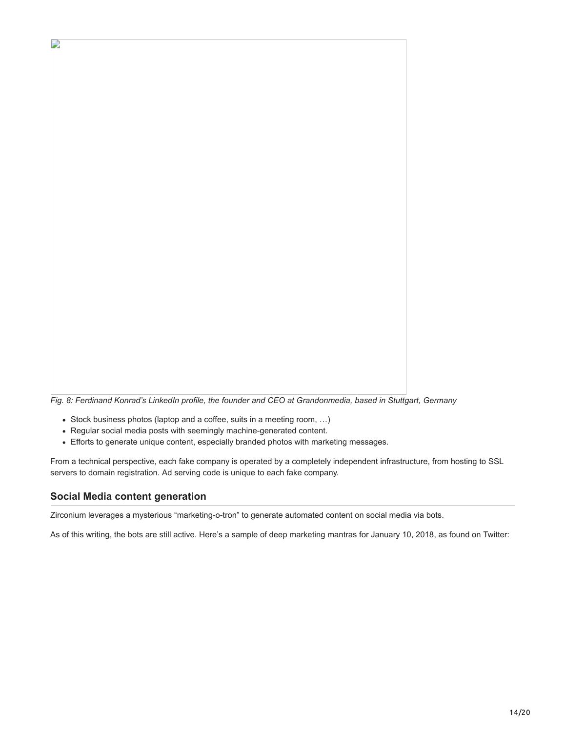*Fig. 8: Ferdinand Konrad's LinkedIn profile, the founder and CEO at Grandonmedia, based in Stuttgart, Germany*

- Stock business photos (laptop and a coffee, suits in a meeting room, …)
- Regular social media posts with seemingly machine-generated content.
- Efforts to generate unique content, especially branded photos with marketing messages.

From a technical perspective, each fake company is operated by a completely independent infrastructure, from hosting to SSL servers to domain registration. Ad serving code is unique to each fake company.

## Social Media content generation

Zirconium leverages a mysterious "marketing-o-tron" to generate automated content on social media via bots.

As of this writing, the bots are still active. Here's a sample of deep marketing mantras for January 10, 2018, as found on Twitter: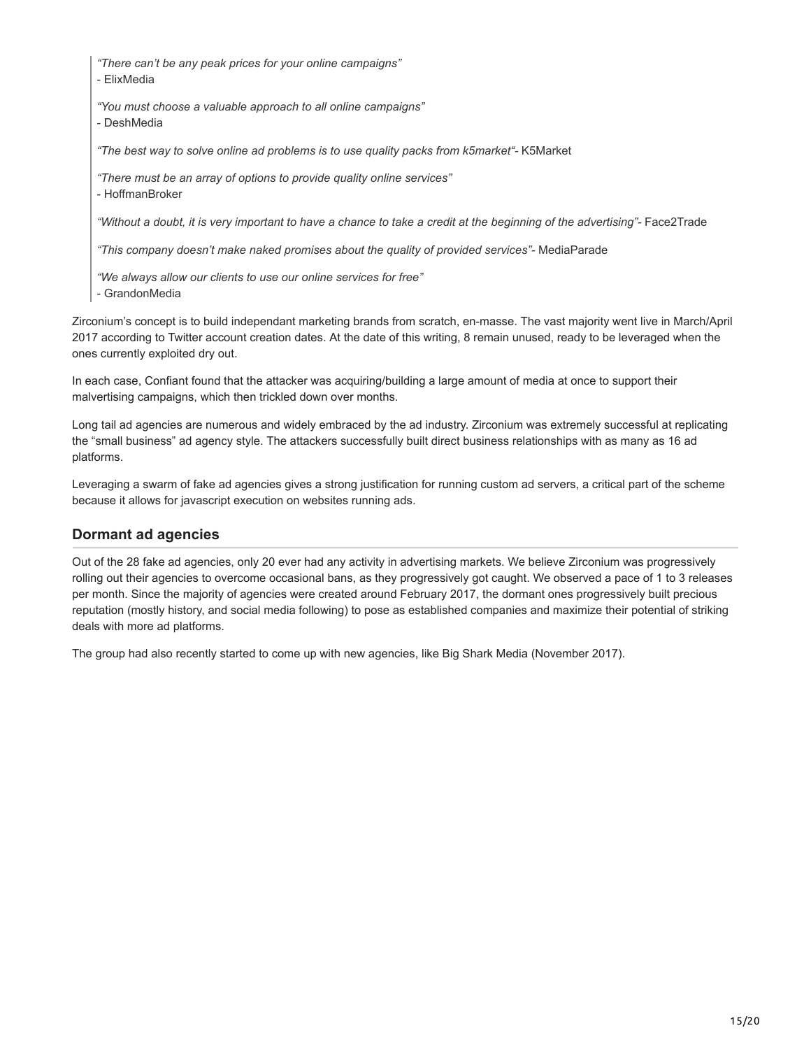> *"There can't be any peak prices for your online campaigns"*
> - ElixMedia
>
> *"You must choose a valuable approach to all online campaigns"*
> - DeshMedia
>
> *"The best way to solve online ad problems is to use quality packs from k5market"*- K5Market
>
> *"There must be an array of options to provide quality online services"*
> - HoffmanBroker
>
> *"Without a doubt, it is very important to have a chance to take a credit at the beginning of the advertising"*- Face2Trade
>
> *"This company doesn't make naked promises about the quality of provided services"*- MediaParade
>
> *"We always allow our clients to use our online services for free"*
> - GrandonMedia

Zirconium's concept is to build independant marketing brands from scratch, en-masse. The vast majority went live in March/April 2017 according to Twitter account creation dates. At the date of this writing, 8 remain unused, ready to be leveraged when the ones currently exploited dry out.

In each case, Confiant found that the attacker was acquiring/building a large amount of media at once to support their malvertising campaigns, which then trickled down over months.

Long tail ad agencies are numerous and widely embraced by the ad industry. Zirconium was extremely successful at replicating the "small business" ad agency style. The attackers successfully built direct business relationships with as many as 16 ad platforms.

Leveraging a swarm of fake ad agencies gives a strong justification for running custom ad servers, a critical part of the scheme because it allows for javascript execution on websites running ads.

## Dormant ad agencies

Out of the 28 fake ad agencies, only 20 ever had any activity in advertising markets. We believe Zirconium was progressively rolling out their agencies to overcome occasional bans, as they progressively got caught. We observed a pace of 1 to 3 releases per month. Since the majority of agencies were created around February 2017, the dormant ones progressively built precious reputation (mostly history, and social media following) to pose as established companies and maximize their potential of striking deals with more ad platforms.

The group had also recently started to come up with new agencies, like Big Shark Media (November 2017).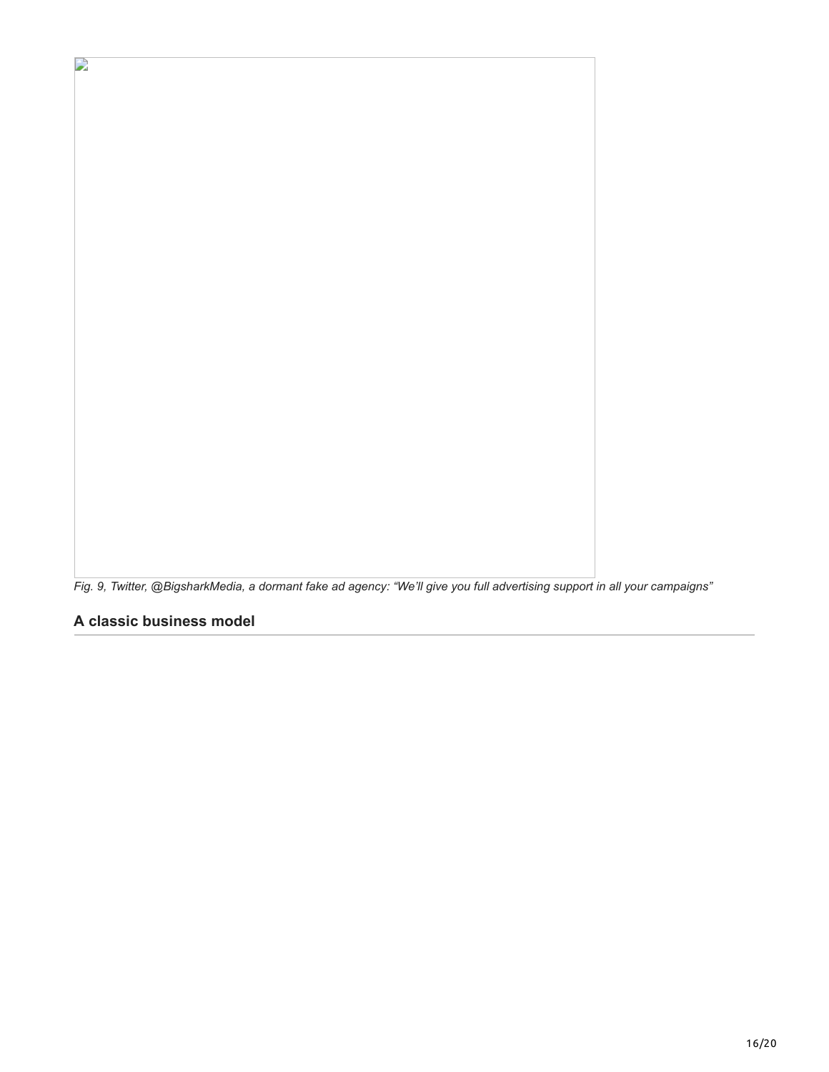*Fig. 9, Twitter, @BigsharkMedia, a dormant fake ad agency: "We'll give you full advertising support in all your campaigns"*

## A classic business model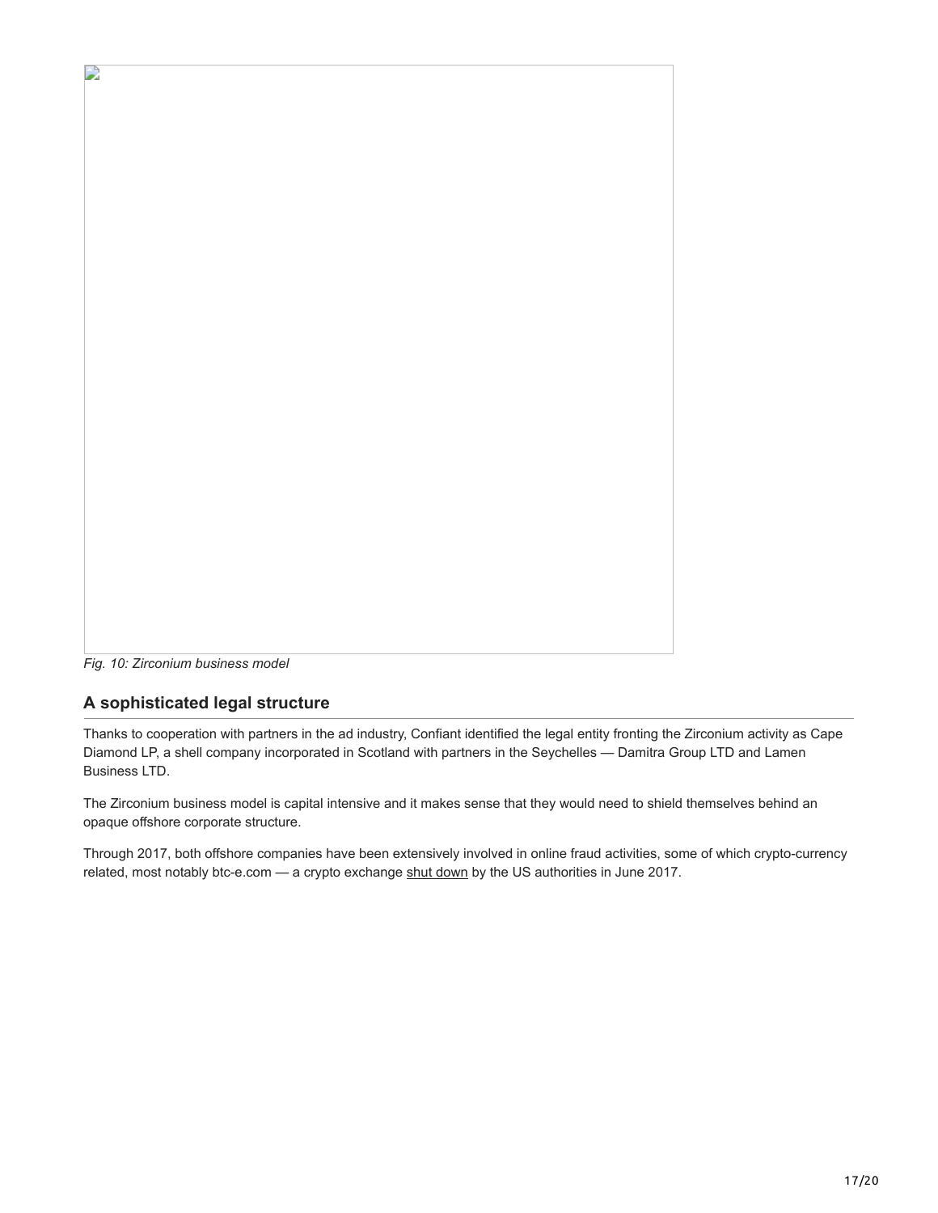*Fig. 10: Zirconium business model*

## A sophisticated legal structure

Thanks to cooperation with partners in the ad industry, Confiant identified the legal entity fronting the Zirconium activity as Cape Diamond LP, a shell company incorporated in Scotland with partners in the Seychelles — Damitra Group LTD and Lamen Business LTD.

The Zirconium business model is capital intensive and it makes sense that they would need to shield themselves behind an opaque offshore corporate structure.

Through 2017, both offshore companies have been extensively involved in online fraud activities, some of which crypto-currency related, most notably btc-e.com — a crypto exchange shut down by the US authorities in June 2017.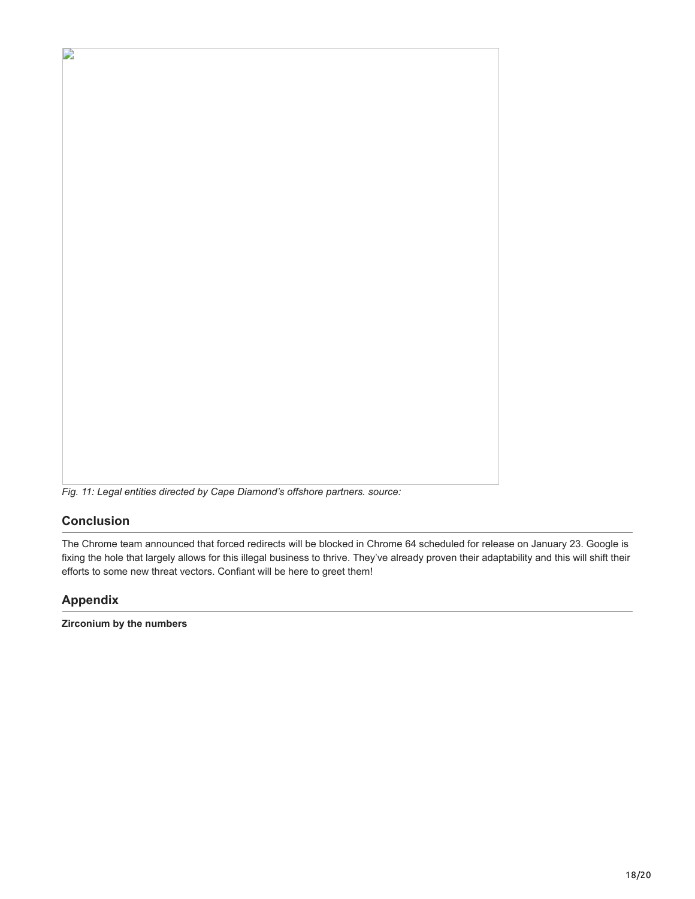*Fig. 11: Legal entities directed by Cape Diamond's offshore partners. source:*

## Conclusion

The Chrome team announced that forced redirects will be blocked in Chrome 64 scheduled for release on January 23. Google is fixing the hole that largely allows for this illegal business to thrive. They've already proven their adaptability and this will shift their efforts to some new threat vectors. Confiant will be here to greet them!

## Appendix

**Zirconium by the numbers**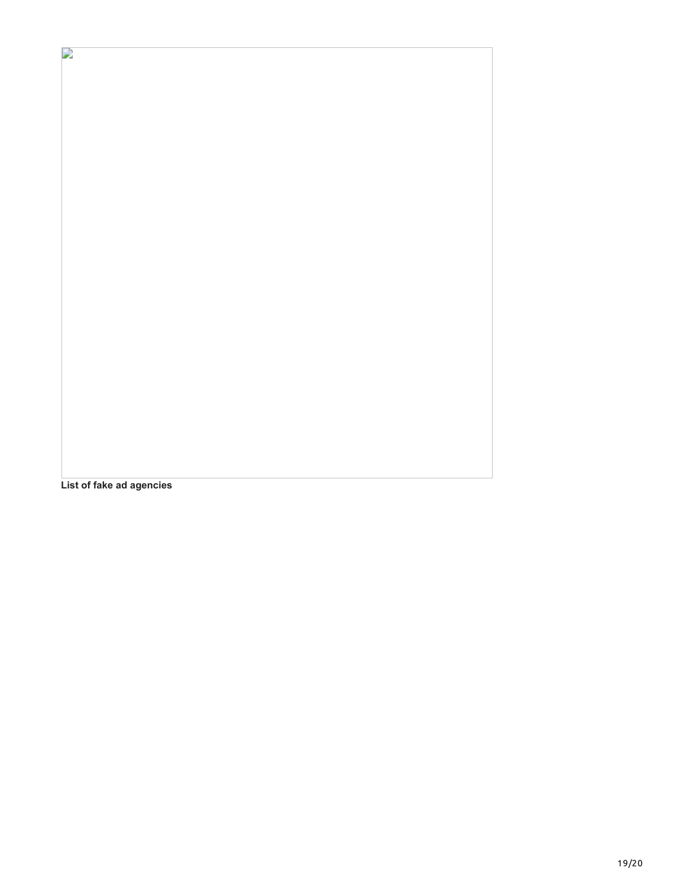**List of fake ad agencies**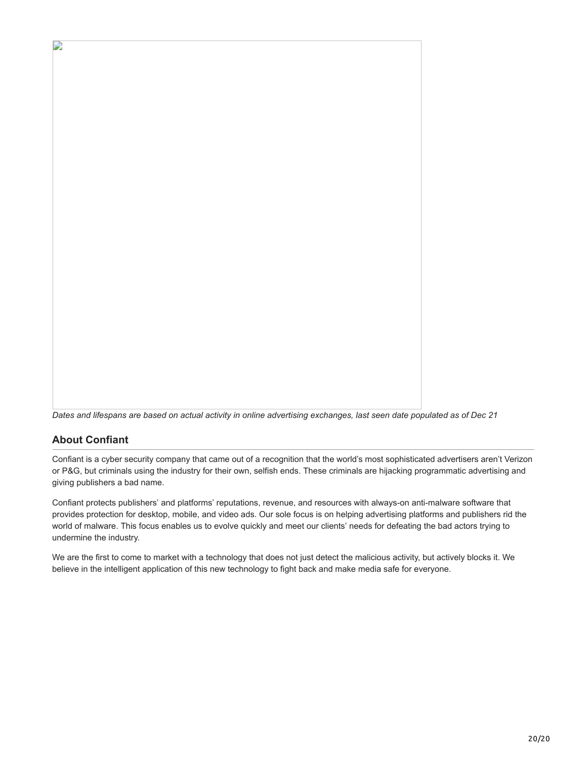*Dates and lifespans are based on actual activity in online advertising exchanges, last seen date populated as of Dec 21*

## About Confiant

Confiant is a cyber security company that came out of a recognition that the world's most sophisticated advertisers aren't Verizon or P&G, but criminals using the industry for their own, selfish ends. These criminals are hijacking programmatic advertising and giving publishers a bad name.

Confiant protects publishers' and platforms' reputations, revenue, and resources with always-on anti-malware software that provides protection for desktop, mobile, and video ads. Our sole focus is on helping advertising platforms and publishers rid the world of malware. This focus enables us to evolve quickly and meet our clients' needs for defeating the bad actors trying to undermine the industry.

We are the first to come to market with a technology that does not just detect the malicious activity, but actively blocks it. We believe in the intelligent application of this new technology to fight back and make media safe for everyone.